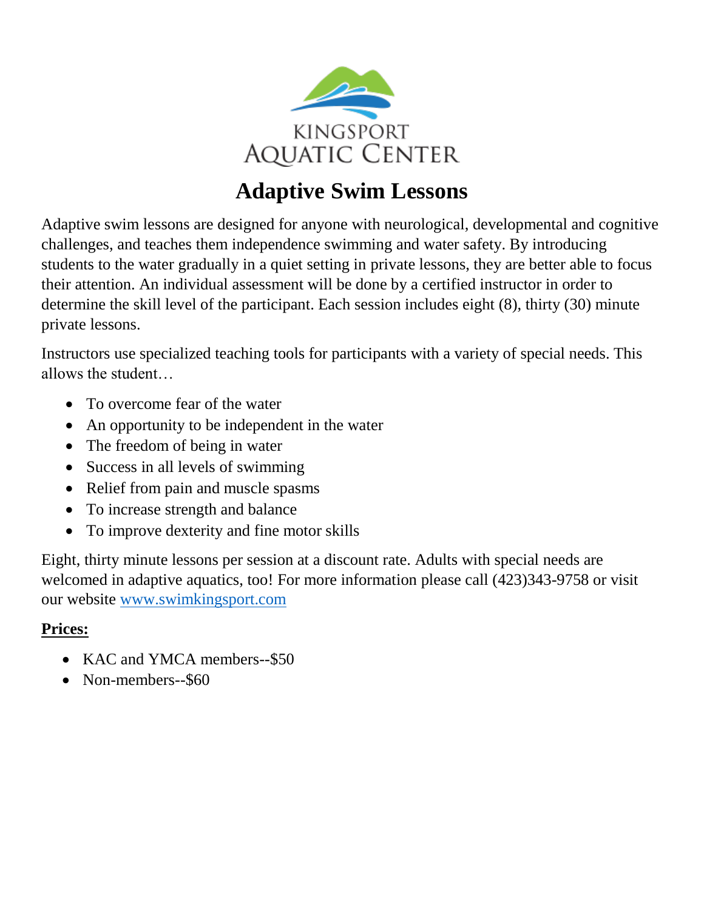KINGSPORT AQUATIC CENTER

# Adaptive Swim Lessons

Adaptive swim lessons are designed for anyone with neurological, developmental and cognitive challenges, and teaches them independence swimming and water safety. By introducing students to the water gradually in a quiet setting in private lessons, they are better able to focus their attention. An individual assessment will be done by a certified instructor in order to determine the skill level of the participant. Each session includes eight (8), thirty (30) minute private lessons.

Instructors use specialized teaching tools for participants with a variety of special needs. This allows the student…

- To overcome fear of the water
- An opportunity to be independent in the water
- The freedom of being in water
- Success in all levels of swimming
- Relief from pain and muscle spasms
- To increase strength and balance
- To improve dexterity and fine motor skills

Eight, thirty minute lessons per session at a discount rate. Adults with special needs are welcomed in adaptive aquatics, too! For more information please call (423)343-9758 or visit our website [www.swimkingsport.com](http://www.swimkingsport.com)

**Prices:**

- KAC and YMCA members--$50
- Non-members--$60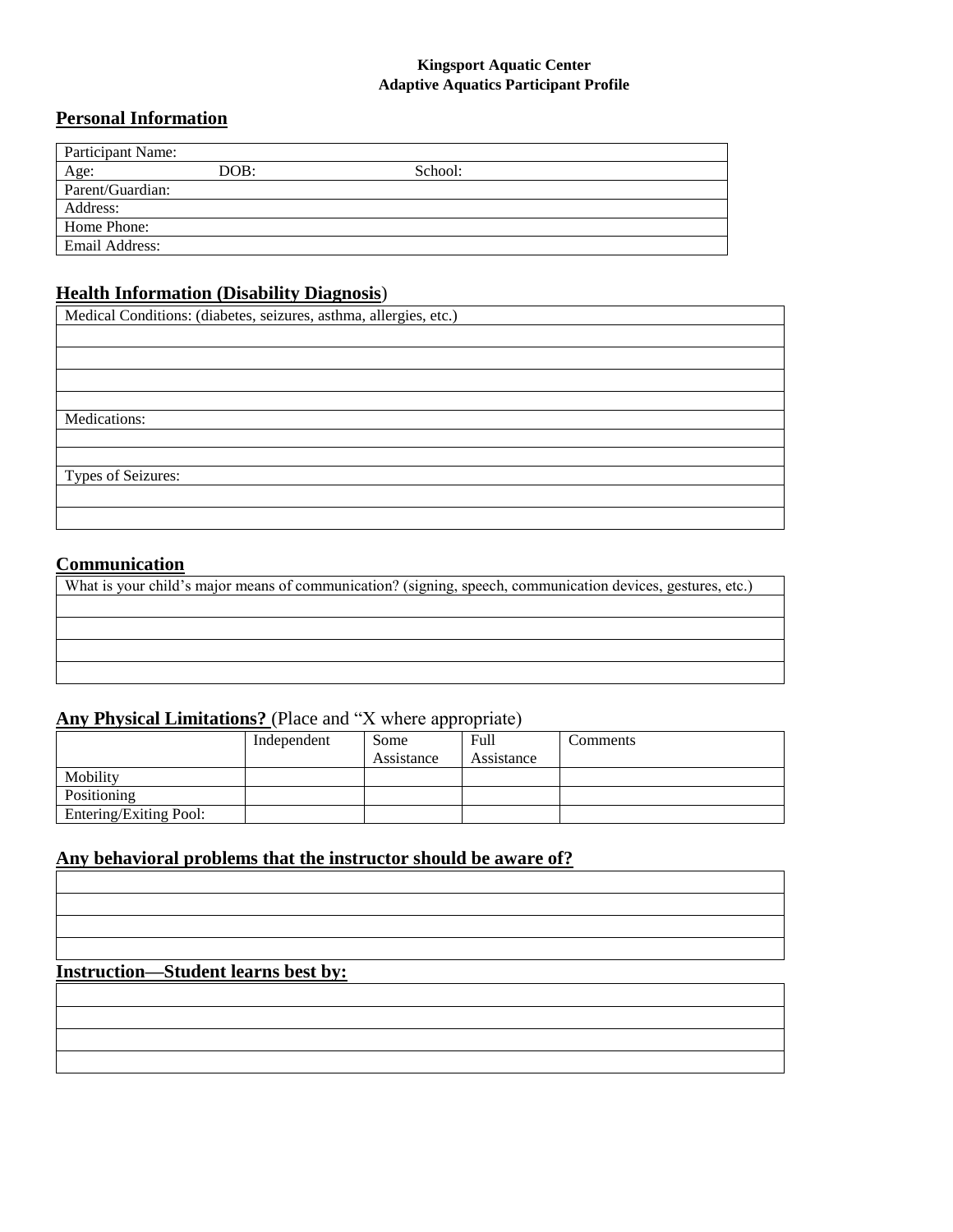**Kingsport Aquatic Center**
**Adaptive Aquatics Participant Profile**

## Personal Information

| Participant Name: | | |
|---|---|---|
| Age: | DOB: | School: |
| Parent/Guardian: | | |
| Address: | | |
| Home Phone: | | |
| Email Address: | | |

## Health Information (Disability Diagnosis)

| Medical Conditions: (diabetes, seizures, asthma, allergies, etc.) |
|---|
| |
| |
| |
| |
| Medications: |
| |
| |
| Types of Seizures: |
| |
| |

## Communication

| What is your child's major means of communication? (signing, speech, communication devices, gestures, etc.) |
|---|
| |
| |
| |
| |

## Any Physical Limitations? (Place and "X where appropriate)

| | Independent | Some Assistance | Full Assistance | Comments |
|---|---|---|---|---|
| Mobility | | | | |
| Positioning | | | | |
| Entering/Exiting Pool: | | | | |

## Any behavioral problems that the instructor should be aware of?

| |
|---|
| |
| |
| |
| |

## Instruction—Student learns best by:

| |
|---|
| |
| |
| |
| |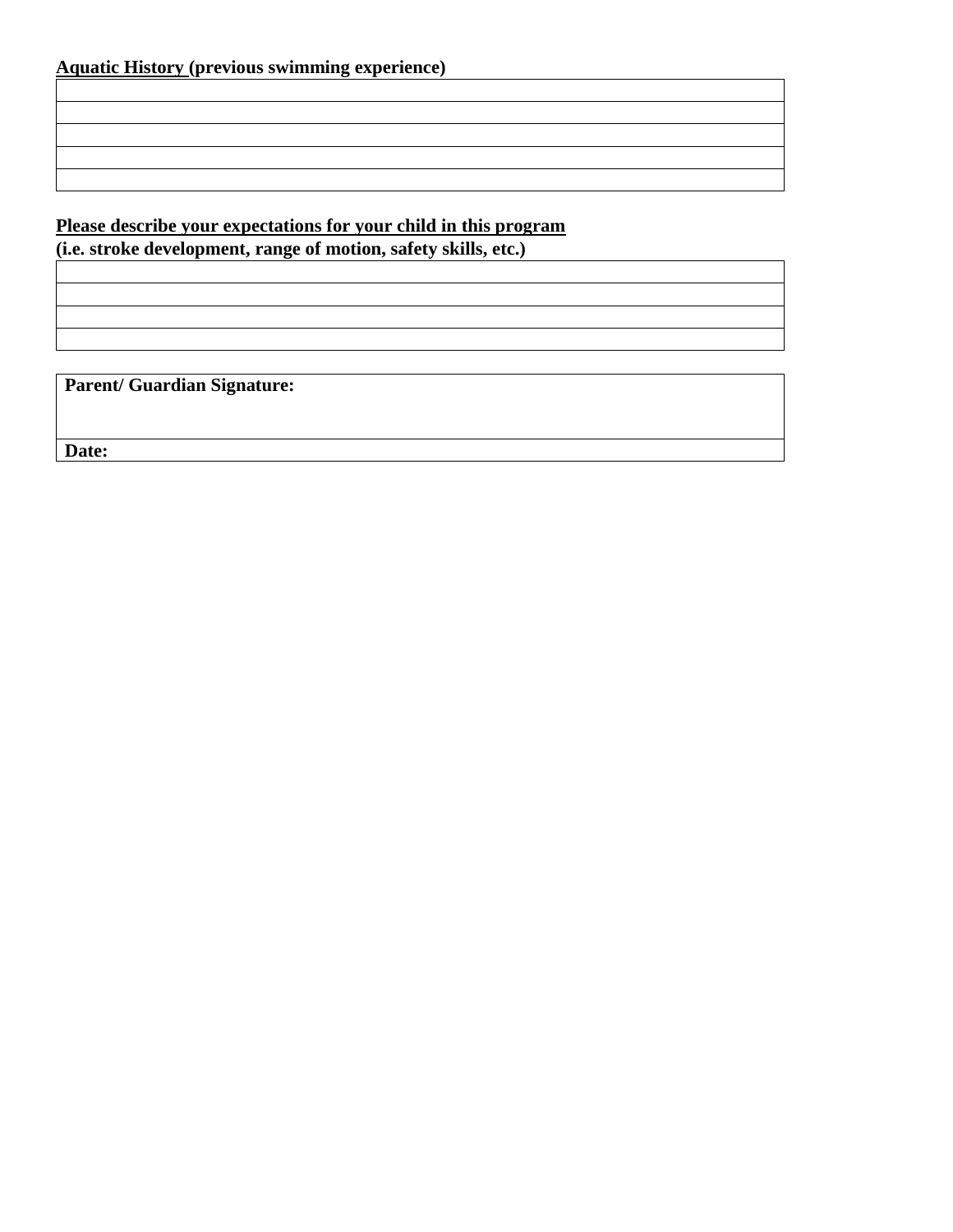**Aquatic History (previous swimming experience)**

| |
|---|
| |
| |
| |
| |
| |

**Please describe your expectations for your child in this program**
**(i.e. stroke development, range of motion, safety skills, etc.)**

| |
|---|
| |
| |
| |
| |

| |
|---|
| **Parent/ Guardian Signature:** |
| **Date:** |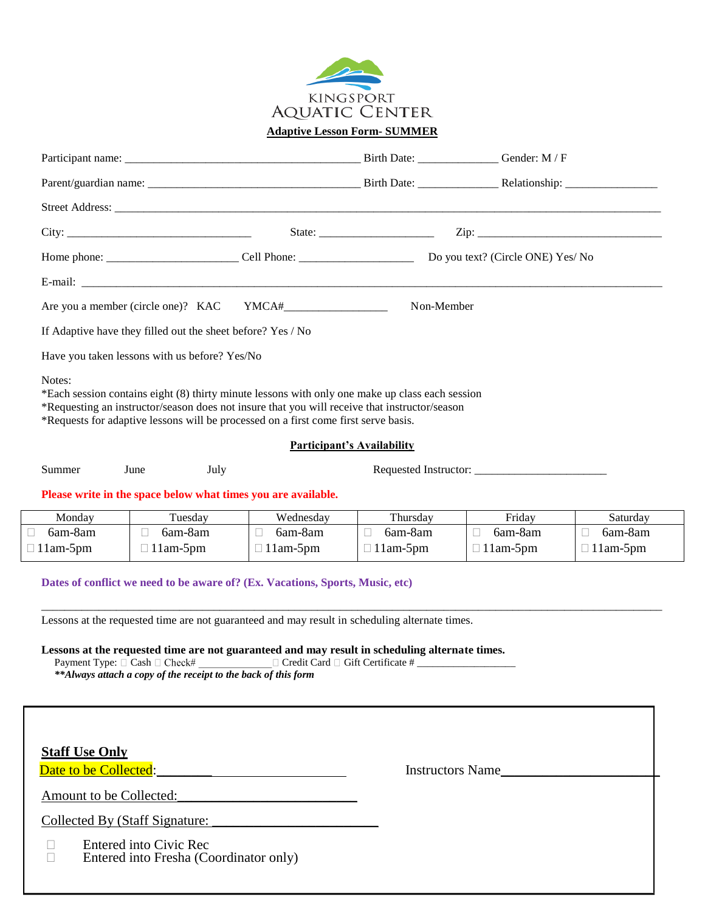KINGSPORT AQUATIC CENTER

**Adaptive Lesson Form- SUMMER**

Participant name: ________________________________________ Birth Date: _____________ Gender: M / F

Parent/guardian name: ____________________________________ Birth Date: _____________ Relationship: _______________

Street Address: ____________________________________________________________________________________________

City: _______________________________ State: ___________________ Zip: _______________________________

Home phone: _____________________ Cell Phone: ___________________ Do you text? (Circle ONE) Yes/ No

E-mail: ____________________________________________________________________________________________

Are you a member (circle one)? KAC YMCA#_________________ Non-Member

If Adaptive have they filled out the sheet before? Yes / No

Have you taken lessons with us before? Yes/No

Notes:
*Each session contains eight (8) thirty minute lessons with only one make up class each session
*Requesting an instructor/season does not insure that you will receive that instructor/season
*Requests for adaptive lessons will be processed on a first come first serve basis.

**Participant's Availability**

Summer June July Requested Instructor: ______________________

**Please write in the space below what times you are available.**

| Monday | Tuesday | Wednesday | Thursday | Friday | Saturday |
|---|---|---|---|---|---|
| ☐ 6am-8am | ☐ 6am-8am | ☐ 6am-8am | ☐ 6am-8am | ☐ 6am-8am | ☐ 6am-8am |
| ☐ 11am-5pm | ☐ 11am-5pm | ☐ 11am-5pm | ☐ 11am-5pm | ☐ 11am-5pm | ☐ 11am-5pm |

**Dates of conflict we need to be aware of? (Ex. Vacations, Sports, Music, etc)**

____________________________________________________________________________________________

Lessons at the requested time are not guaranteed and may result in scheduling alternate times.

**Lessons at the requested time are not guaranteed and may result in scheduling alternate times.**
Payment Type: ☐ Cash ☐ Check# ______________ ☐ Credit Card ☐ Gift Certificate # __________________
***\*\*Always attach a copy of the receipt to the back of this form***

**Staff Use Only**

Date to be Collected:_____________________________ Instructors Name_______________________

Amount to be Collected:__________________________

Collected By (Staff Signature: _______________________

☐ Entered into Civic Rec
☐ Entered into Fresha (Coordinator only)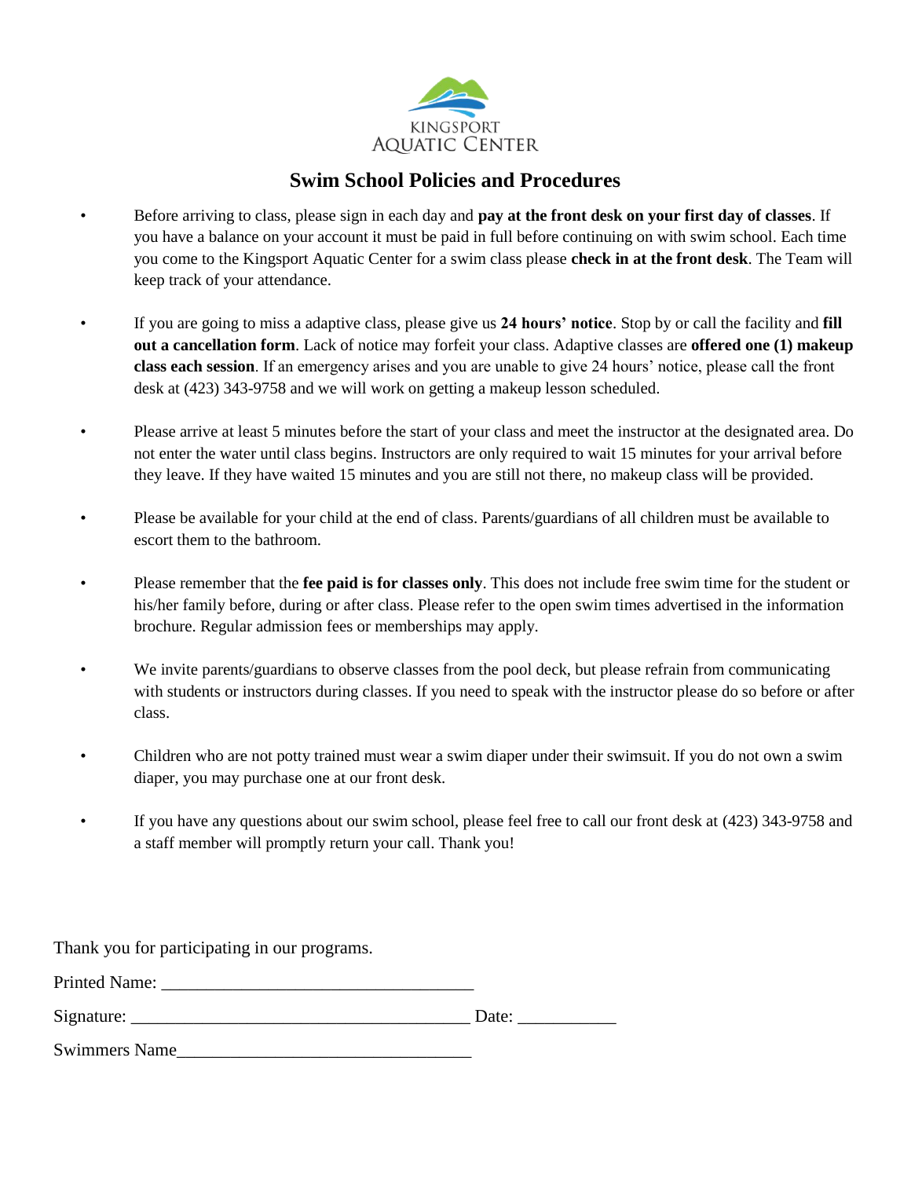KINGSPORT
AQUATIC CENTER

## Swim School Policies and Procedures

- Before arriving to class, please sign in each day and **pay at the front desk on your first day of classes**. If you have a balance on your account it must be paid in full before continuing on with swim school. Each time you come to the Kingsport Aquatic Center for a swim class please **check in at the front desk**. The Team will keep track of your attendance.

- If you are going to miss a adaptive class, please give us **24 hours' notice**. Stop by or call the facility and **fill out a cancellation form**. Lack of notice may forfeit your class. Adaptive classes are **offered one (1) makeup class each session**. If an emergency arises and you are unable to give 24 hours' notice, please call the front desk at (423) 343-9758 and we will work on getting a makeup lesson scheduled.

- Please arrive at least 5 minutes before the start of your class and meet the instructor at the designated area. Do not enter the water until class begins. Instructors are only required to wait 15 minutes for your arrival before they leave. If they have waited 15 minutes and you are still not there, no makeup class will be provided.

- Please be available for your child at the end of class. Parents/guardians of all children must be available to escort them to the bathroom.

- Please remember that the **fee paid is for classes only**. This does not include free swim time for the student or his/her family before, during or after class. Please refer to the open swim times advertised in the information brochure. Regular admission fees or memberships may apply.

- We invite parents/guardians to observe classes from the pool deck, but please refrain from communicating with students or instructors during classes. If you need to speak with the instructor please do so before or after class.

- Children who are not potty trained must wear a swim diaper under their swimsuit. If you do not own a swim diaper, you may purchase one at our front desk.

- If you have any questions about our swim school, please feel free to call our front desk at (423) 343-9758 and a staff member will promptly return your call. Thank you!

Thank you for participating in our programs.

Printed Name: ___________________________________

Signature: ______________________________________ Date: ___________

Swimmers Name_________________________________